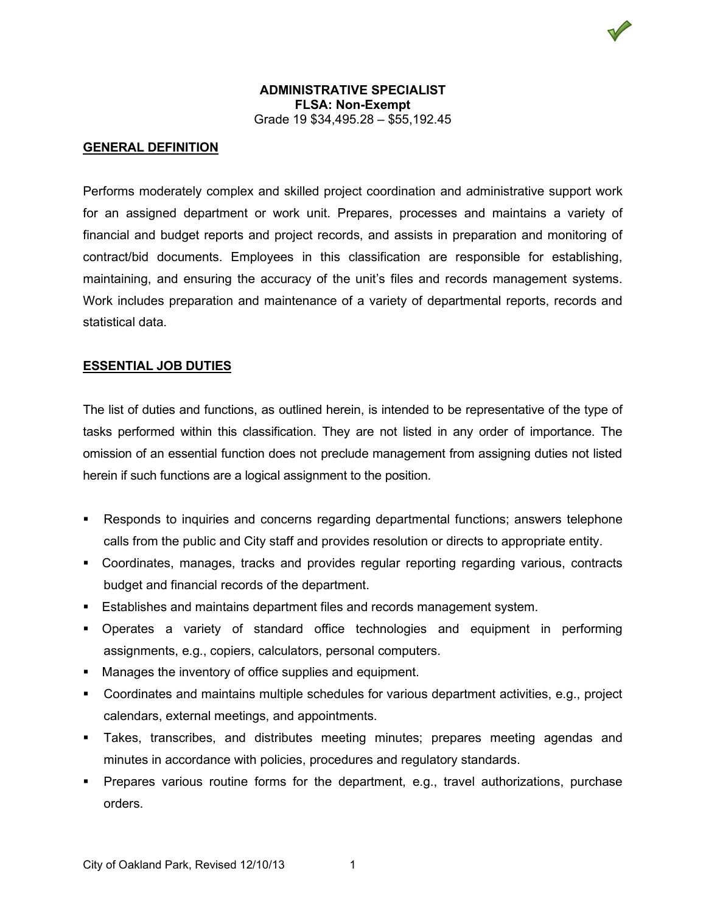**ADMINISTRATIVE SPECIALIST**
**FLSA: Non-Exempt**
Grade 19 $34,495.28 – $55,192.45

## GENERAL DEFINITION

Performs moderately complex and skilled project coordination and administrative support work for an assigned department or work unit. Prepares, processes and maintains a variety of financial and budget reports and project records, and assists in preparation and monitoring of contract/bid documents. Employees in this classification are responsible for establishing, maintaining, and ensuring the accuracy of the unit's files and records management systems. Work includes preparation and maintenance of a variety of departmental reports, records and statistical data.

## ESSENTIAL JOB DUTIES

The list of duties and functions, as outlined herein, is intended to be representative of the type of tasks performed within this classification. They are not listed in any order of importance. The omission of an essential function does not preclude management from assigning duties not listed herein if such functions are a logical assignment to the position.

- Responds to inquiries and concerns regarding departmental functions; answers telephone calls from the public and City staff and provides resolution or directs to appropriate entity.
- Coordinates, manages, tracks and provides regular reporting regarding various, contracts budget and financial records of the department.
- Establishes and maintains department files and records management system.
- Operates a variety of standard office technologies and equipment in performing assignments, e.g., copiers, calculators, personal computers.
- Manages the inventory of office supplies and equipment.
- Coordinates and maintains multiple schedules for various department activities, e.g., project calendars, external meetings, and appointments.
- Takes, transcribes, and distributes meeting minutes; prepares meeting agendas and minutes in accordance with policies, procedures and regulatory standards.
- Prepares various routine forms for the department, e.g., travel authorizations, purchase orders.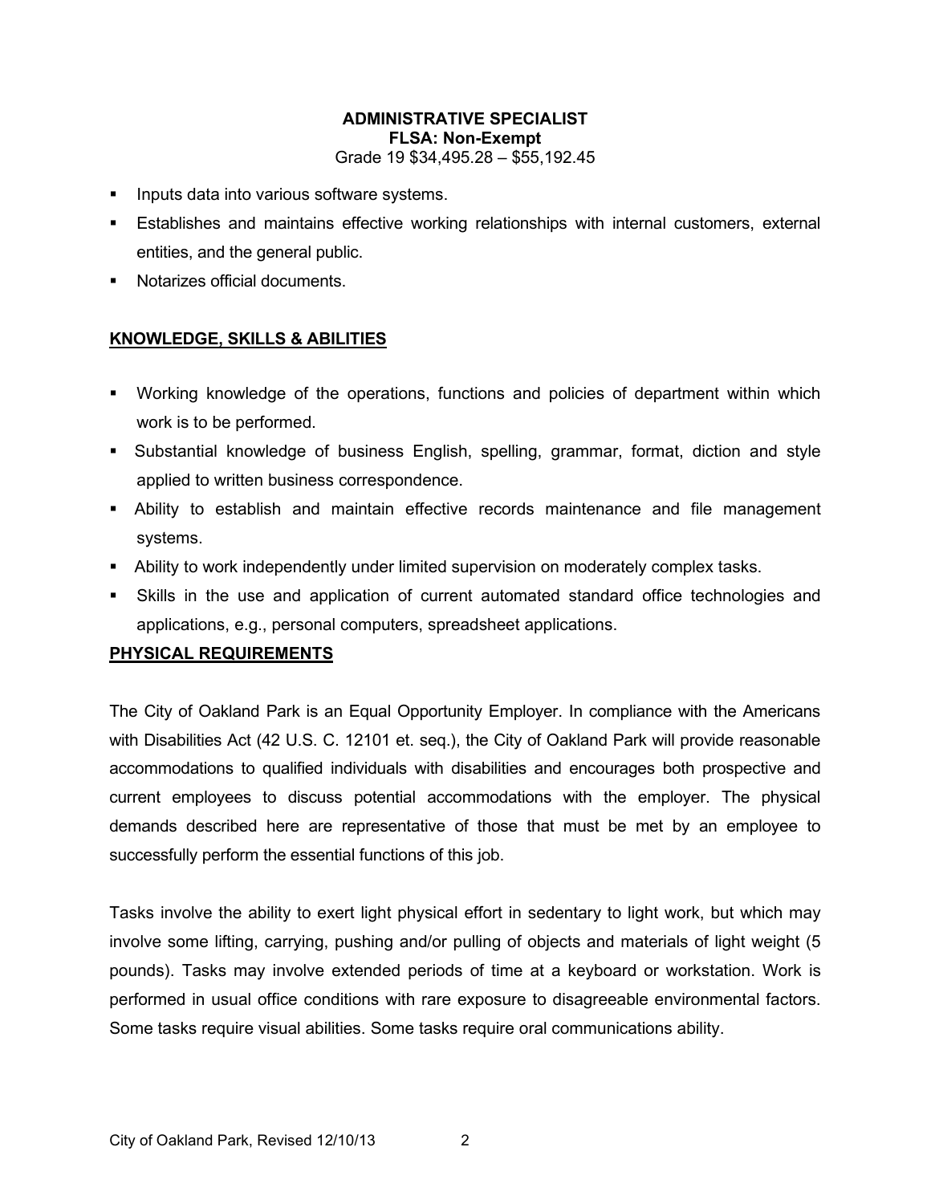**ADMINISTRATIVE SPECIALIST**
**FLSA: Non-Exempt**
Grade 19 $34,495.28 – $55,192.45

- Inputs data into various software systems.
- Establishes and maintains effective working relationships with internal customers, external entities, and the general public.
- Notarizes official documents.

## KNOWLEDGE, SKILLS & ABILITIES

- Working knowledge of the operations, functions and policies of department within which work is to be performed.
- Substantial knowledge of business English, spelling, grammar, format, diction and style applied to written business correspondence.
- Ability to establish and maintain effective records maintenance and file management systems.
- Ability to work independently under limited supervision on moderately complex tasks.
- Skills in the use and application of current automated standard office technologies and applications, e.g., personal computers, spreadsheet applications.

## PHYSICAL REQUIREMENTS

The City of Oakland Park is an Equal Opportunity Employer. In compliance with the Americans with Disabilities Act (42 U.S. C. 12101 et. seq.), the City of Oakland Park will provide reasonable accommodations to qualified individuals with disabilities and encourages both prospective and current employees to discuss potential accommodations with the employer. The physical demands described here are representative of those that must be met by an employee to successfully perform the essential functions of this job.

Tasks involve the ability to exert light physical effort in sedentary to light work, but which may involve some lifting, carrying, pushing and/or pulling of objects and materials of light weight (5 pounds). Tasks may involve extended periods of time at a keyboard or workstation. Work is performed in usual office conditions with rare exposure to disagreeable environmental factors. Some tasks require visual abilities. Some tasks require oral communications ability.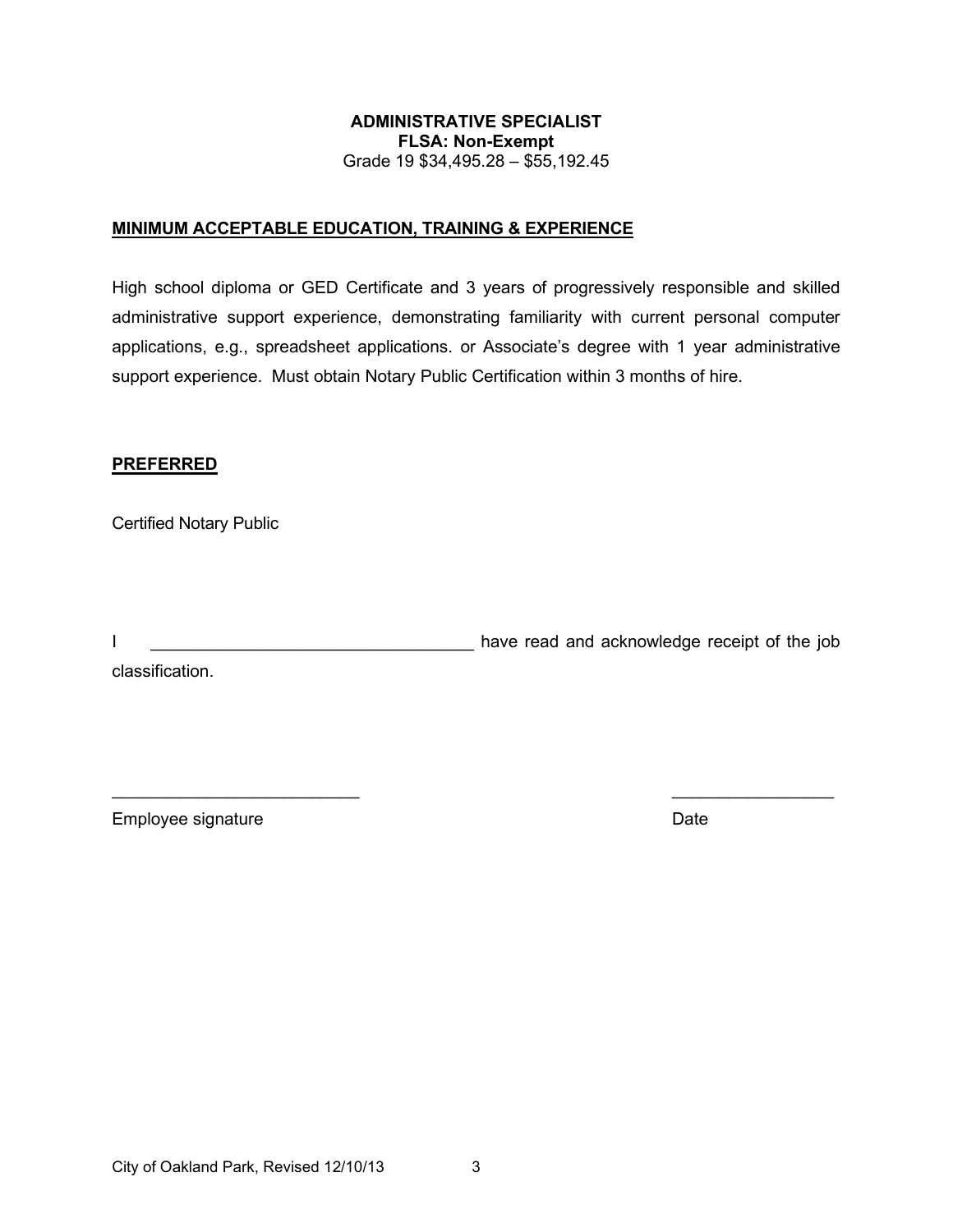**ADMINISTRATIVE SPECIALIST**
**FLSA: Non-Exempt**
Grade 19 $34,495.28 – $55,192.45

## MINIMUM ACCEPTABLE EDUCATION, TRAINING & EXPERIENCE

High school diploma or GED Certificate and 3 years of progressively responsible and skilled administrative support experience, demonstrating familiarity with current personal computer applications, e.g., spreadsheet applications. or Associate's degree with 1 year administrative support experience. Must obtain Notary Public Certification within 3 months of hire.

## PREFERRED

Certified Notary Public

I __________________________________ have read and acknowledge receipt of the job classification.

__________________________ &nbsp;&nbsp;&nbsp;&nbsp;&nbsp;&nbsp;&nbsp;&nbsp;&nbsp;&nbsp;&nbsp;&nbsp;&nbsp;&nbsp;&nbsp;&nbsp; _________________

Employee signature &nbsp;&nbsp;&nbsp;&nbsp;&nbsp;&nbsp;&nbsp;&nbsp;&nbsp;&nbsp;&nbsp;&nbsp;&nbsp;&nbsp;&nbsp;&nbsp;&nbsp;&nbsp;&nbsp;&nbsp;&nbsp;&nbsp;&nbsp;&nbsp;&nbsp;&nbsp;&nbsp;&nbsp; Date

City of Oakland Park, Revised 12/10/13